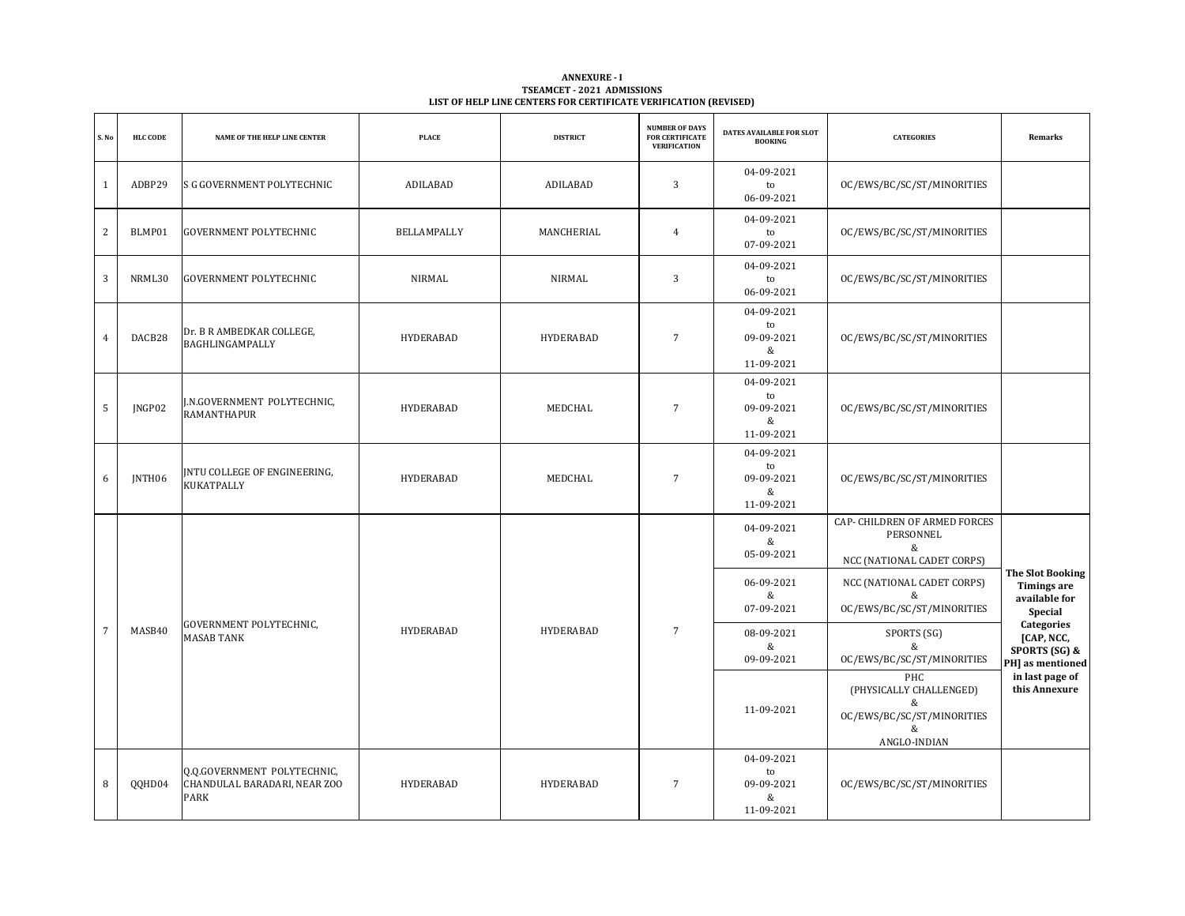**ANNEXURE - I**
**TSEAMCET - 2021 ADMISSIONS**
**LIST OF HELP LINE CENTERS FOR CERTIFICATE VERIFICATION (REVISED)**

| S. No | HLC CODE | NAME OF THE HELP LINE CENTER | PLACE | DISTRICT | NUMBER OF DAYS FOR CERTIFICATE VERIFICATION | DATES AVAILABLE FOR SLOT BOOKING | CATEGORIES | Remarks |
|---|---|---|---|---|---|---|---|---|
| 1 | ADBP29 | S G GOVERNMENT POLYTECHNIC | ADILABAD | ADILABAD | 3 | 04-09-2021 to 06-09-2021 | OC/EWS/BC/SC/ST/MINORITIES | |
| 2 | BLMP01 | GOVERNMENT POLYTECHNIC | BELLAMPALLY | MANCHERIAL | 4 | 04-09-2021 to 07-09-2021 | OC/EWS/BC/SC/ST/MINORITIES | |
| 3 | NRML30 | GOVERNMENT POLYTECHNIC | NIRMAL | NIRMAL | 3 | 04-09-2021 to 06-09-2021 | OC/EWS/BC/SC/ST/MINORITIES | |
| 4 | DACB28 | Dr. B R AMBEDKAR COLLEGE, BAGHLINGAMPALLY | HYDERABAD | HYDERABAD | 7 | 04-09-2021 to 09-09-2021 & 11-09-2021 | OC/EWS/BC/SC/ST/MINORITIES | |
| 5 | JNGP02 | J.N.GOVERNMENT POLYTECHNIC, RAMANTHAPUR | HYDERABAD | MEDCHAL | 7 | 04-09-2021 to 09-09-2021 & 11-09-2021 | OC/EWS/BC/SC/ST/MINORITIES | |
| 6 | JNTH06 | JNTU COLLEGE OF ENGINEERING, KUKATPALLY | HYDERABAD | MEDCHAL | 7 | 04-09-2021 to 09-09-2021 & 11-09-2021 | OC/EWS/BC/SC/ST/MINORITIES | |
| 7 | MASB40 | GOVERNMENT POLYTECHNIC, MASAB TANK | HYDERABAD | HYDERABAD | 7 | 04-09-2021 & 05-09-2021 | CAP- CHILDREN OF ARMED FORCES PERSONNEL & NCC (NATIONAL CADET CORPS) | **The Slot Booking Timings are available for Special Categories [CAP, NCC, SPORTS (SG) & PH] as mentioned in last page of this Annexure** |
| | | | | | | 06-09-2021 & 07-09-2021 | NCC (NATIONAL CADET CORPS) & OC/EWS/BC/SC/ST/MINORITIES | |
| | | | | | | 08-09-2021 & 09-09-2021 | SPORTS (SG) & OC/EWS/BC/SC/ST/MINORITIES | |
| | | | | | | 11-09-2021 | PHC (PHYSICALLY CHALLENGED) & OC/EWS/BC/SC/ST/MINORITIES & ANGLO-INDIAN | |
| 8 | QQHD04 | Q.Q.GOVERNMENT POLYTECHNIC, CHANDULAL BARADARI, NEAR ZOO PARK | HYDERABAD | HYDERABAD | 7 | 04-09-2021 to 09-09-2021 & 11-09-2021 | OC/EWS/BC/SC/ST/MINORITIES | |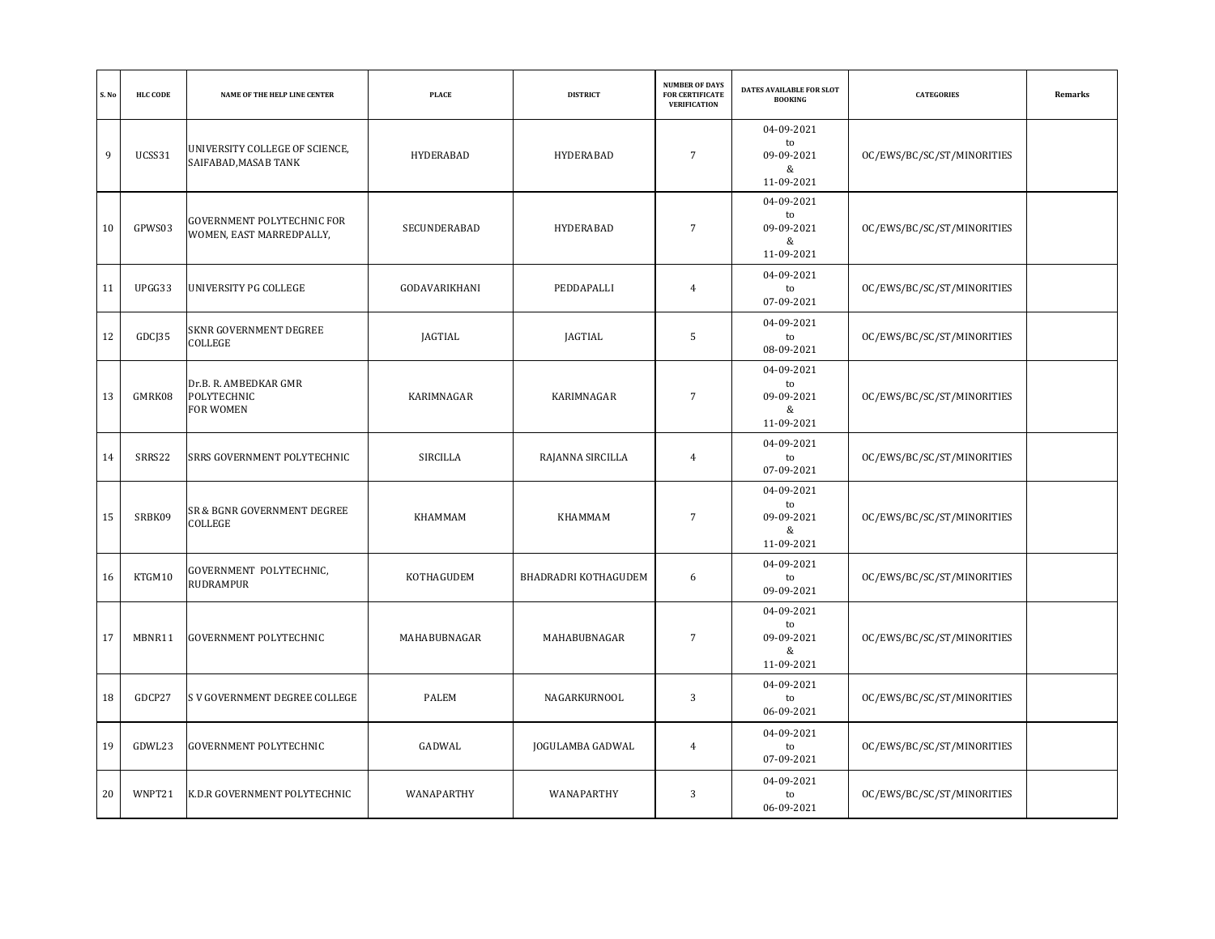| S.No | HLC CODE | NAME OF THE HELP LINE CENTER | PLACE | DISTRICT | NUMBER OF DAYS FOR CERTIFICATE VERIFICATION | DATES AVAILABLE FOR SLOT BOOKING | CATEGORIES | Remarks |
|---|---|---|---|---|---|---|---|---|
| 9 | UCSS31 | UNIVERSITY COLLEGE OF SCIENCE, SAIFABAD,MASAB TANK | HYDERABAD | HYDERABAD | 7 | 04-09-2021 to 09-09-2021 & 11-09-2021 | OC/EWS/BC/SC/ST/MINORITIES | |
| 10 | GPWS03 | GOVERNMENT POLYTECHNIC FOR WOMEN, EAST MARREDPALLY, | SECUNDERABAD | HYDERABAD | 7 | 04-09-2021 to 09-09-2021 & 11-09-2021 | OC/EWS/BC/SC/ST/MINORITIES | |
| 11 | UPGG33 | UNIVERSITY PG COLLEGE | GODAVARIKHANI | PEDDAPALLI | 4 | 04-09-2021 to 07-09-2021 | OC/EWS/BC/SC/ST/MINORITIES | |
| 12 | GDCJ35 | SKNR GOVERNMENT DEGREE COLLEGE | JAGTIAL | JAGTIAL | 5 | 04-09-2021 to 08-09-2021 | OC/EWS/BC/SC/ST/MINORITIES | |
| 13 | GMRK08 | Dr.B. R. AMBEDKAR GMR POLYTECHNIC FOR WOMEN | KARIMNAGAR | KARIMNAGAR | 7 | 04-09-2021 to 09-09-2021 & 11-09-2021 | OC/EWS/BC/SC/ST/MINORITIES | |
| 14 | SRRS22 | SRRS GOVERNMENT POLYTECHNIC | SIRCILLA | RAJANNA SIRCILLA | 4 | 04-09-2021 to 07-09-2021 | OC/EWS/BC/SC/ST/MINORITIES | |
| 15 | SRBK09 | SR & BGNR GOVERNMENT DEGREE COLLEGE | KHAMMAM | KHAMMAM | 7 | 04-09-2021 to 09-09-2021 & 11-09-2021 | OC/EWS/BC/SC/ST/MINORITIES | |
| 16 | KTGM10 | GOVERNMENT POLYTECHNIC, RUDRAMPUR | KOTHAGUDEM | BHADRADRI KOTHAGUDEM | 6 | 04-09-2021 to 09-09-2021 | OC/EWS/BC/SC/ST/MINORITIES | |
| 17 | MBNR11 | GOVERNMENT POLYTECHNIC | MAHABUBNAGAR | MAHABUBNAGAR | 7 | 04-09-2021 to 09-09-2021 & 11-09-2021 | OC/EWS/BC/SC/ST/MINORITIES | |
| 18 | GDCP27 | S V GOVERNMENT DEGREE COLLEGE | PALEM | NAGARKURNOOL | 3 | 04-09-2021 to 06-09-2021 | OC/EWS/BC/SC/ST/MINORITIES | |
| 19 | GDWL23 | GOVERNMENT POLYTECHNIC | GADWAL | JOGULAMBA GADWAL | 4 | 04-09-2021 to 07-09-2021 | OC/EWS/BC/SC/ST/MINORITIES | |
| 20 | WNPT21 | K.D.R GOVERNMENT POLYTECHNIC | WANAPARTHY | WANAPARTHY | 3 | 04-09-2021 to 06-09-2021 | OC/EWS/BC/SC/ST/MINORITIES | |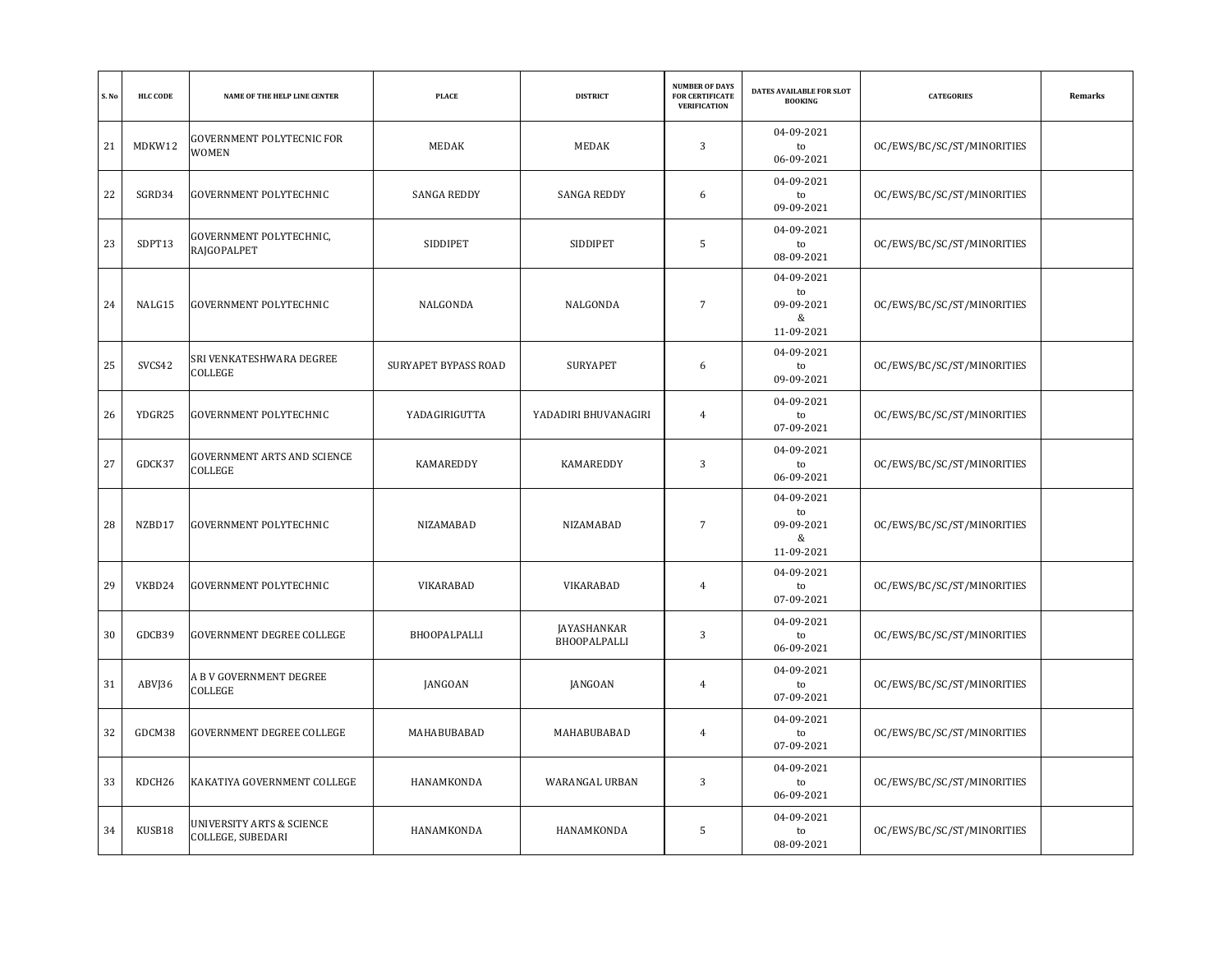| S. No | HLC CODE | NAME OF THE HELP LINE CENTER | PLACE | DISTRICT | NUMBER OF DAYS FOR CERTIFICATE VERIFICATION | DATES AVAILABLE FOR SLOT BOOKING | CATEGORIES | Remarks |
|---|---|---|---|---|---|---|---|---|
| 21 | MDKW12 | GOVERNMENT POLYTECNIC FOR WOMEN | MEDAK | MEDAK | 3 | 04-09-2021 to 06-09-2021 | OC/EWS/BC/SC/ST/MINORITIES | |
| 22 | SGRD34 | GOVERNMENT POLYTECHNIC | SANGA REDDY | SANGA REDDY | 6 | 04-09-2021 to 09-09-2021 | OC/EWS/BC/SC/ST/MINORITIES | |
| 23 | SDPT13 | GOVERNMENT POLYTECHNIC, RAJGOPALPET | SIDDIPET | SIDDIPET | 5 | 04-09-2021 to 08-09-2021 | OC/EWS/BC/SC/ST/MINORITIES | |
| 24 | NALG15 | GOVERNMENT POLYTECHNIC | NALGONDA | NALGONDA | 7 | 04-09-2021 to 09-09-2021 & 11-09-2021 | OC/EWS/BC/SC/ST/MINORITIES | |
| 25 | SVCS42 | SRI VENKATESHWARA DEGREE COLLEGE | SURYAPET BYPASS ROAD | SURYAPET | 6 | 04-09-2021 to 09-09-2021 | OC/EWS/BC/SC/ST/MINORITIES | |
| 26 | YDGR25 | GOVERNMENT POLYTECHNIC | YADAGIRIGUTTA | YADADIRI BHUVANAGIRI | 4 | 04-09-2021 to 07-09-2021 | OC/EWS/BC/SC/ST/MINORITIES | |
| 27 | GDCK37 | GOVERNMENT ARTS AND SCIENCE COLLEGE | KAMAREDDY | KAMAREDDY | 3 | 04-09-2021 to 06-09-2021 | OC/EWS/BC/SC/ST/MINORITIES | |
| 28 | NZBD17 | GOVERNMENT POLYTECHNIC | NIZAMABAD | NIZAMABAD | 7 | 04-09-2021 to 09-09-2021 & 11-09-2021 | OC/EWS/BC/SC/ST/MINORITIES | |
| 29 | VKBD24 | GOVERNMENT POLYTECHNIC | VIKARABAD | VIKARABAD | 4 | 04-09-2021 to 07-09-2021 | OC/EWS/BC/SC/ST/MINORITIES | |
| 30 | GDCB39 | GOVERNMENT DEGREE COLLEGE | BHOOPALPALLI | JAYASHANKAR BHOOPALPALLI | 3 | 04-09-2021 to 06-09-2021 | OC/EWS/BC/SC/ST/MINORITIES | |
| 31 | ABVJ36 | A B V GOVERNMENT DEGREE COLLEGE | JANGOAN | JANGOAN | 4 | 04-09-2021 to 07-09-2021 | OC/EWS/BC/SC/ST/MINORITIES | |
| 32 | GDCM38 | GOVERNMENT DEGREE COLLEGE | MAHABUBABAD | MAHABUBABAD | 4 | 04-09-2021 to 07-09-2021 | OC/EWS/BC/SC/ST/MINORITIES | |
| 33 | KDCH26 | KAKATIYA GOVERNMENT COLLEGE | HANAMKONDA | WARANGAL URBAN | 3 | 04-09-2021 to 06-09-2021 | OC/EWS/BC/SC/ST/MINORITIES | |
| 34 | KUSB18 | UNIVERSITY ARTS & SCIENCE COLLEGE, SUBEDARI | HANAMKONDA | HANAMKONDA | 5 | 04-09-2021 to 08-09-2021 | OC/EWS/BC/SC/ST/MINORITIES | |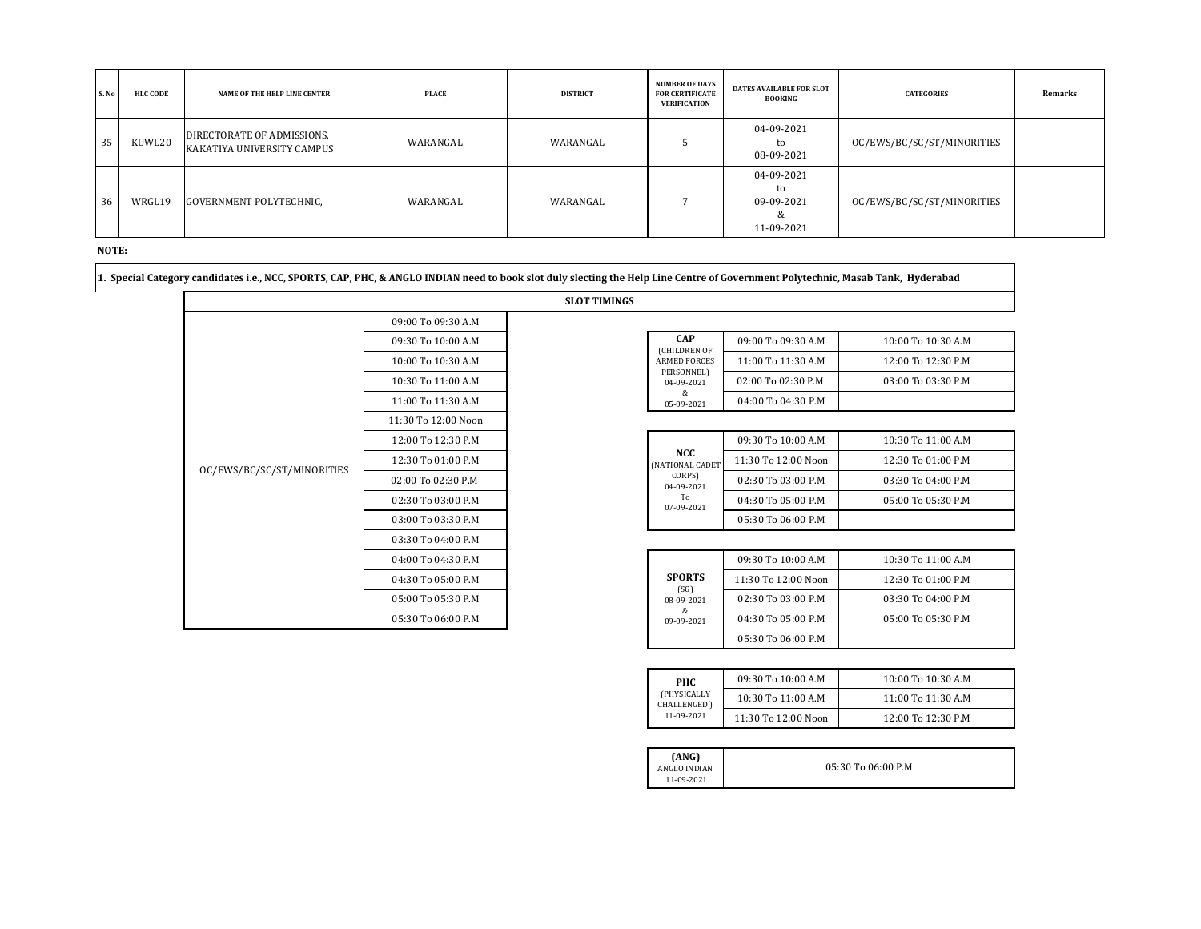| S. No | HLC CODE | NAME OF THE HELP LINE CENTER | PLACE | DISTRICT | NUMBER OF DAYS FOR CERTIFICATE VERIFICATION | DATES AVAILABLE FOR SLOT BOOKING | CATEGORIES | Remarks |
|---|---|---|---|---|---|---|---|---|
| 35 | KUWL20 | DIRECTORATE OF ADMISSIONS, KAKATIYA UNIVERSITY CAMPUS | WARANGAL | WARANGAL | 5 | 04-09-2021 to 08-09-2021 | OC/EWS/BC/SC/ST/MINORITIES | |
| 36 | WRGL19 | GOVERNMENT POLYTECHNIC, | WARANGAL | WARANGAL | 7 | 04-09-2021 to 09-09-2021 & 11-09-2021 | OC/EWS/BC/SC/ST/MINORITIES | |

**NOTE:**

**1. Special Category candidates i.e., NCC, SPORTS, CAP, PHC, & ANGLO INDIAN need to book slot duly slecting the Help Line Centre of Government Polytechnic, Masab Tank, Hyderabad**

**SLOT TIMINGS**

| Category | Slot |
|---|---|
| OC/EWS/BC/SC/ST/MINORITIES | 09:00 To 09:30 A.M |
| | 09:30 To 10:00 A.M |
| | 10:00 To 10:30 A.M |
| | 10:30 To 11:00 A.M |
| | 11:00 To 11:30 A.M |
| | 11:30 To 12:00 Noon |
| | 12:00 To 12:30 P.M |
| | 12:30 To 01:00 P.M |
| | 02:00 To 02:30 P.M |
| | 02:30 To 03:00 P.M |
| | 03:00 To 03:30 P.M |
| | 03:30 To 04:00 P.M |
| | 04:00 To 04:30 P.M |
| | 04:30 To 05:00 P.M |
| | 05:00 To 05:30 P.M |
| | 05:30 To 06:00 P.M |

| Category | | |
|---|---|---|
| **CAP** (CHILDREN OF ARMED FORCES PERSONNEL) 04-09-2021 & 05-09-2021 | 09:00 To 09:30 A.M | 10:00 To 10:30 A.M |
| | 11:00 To 11:30 A.M | 12:00 To 12:30 P.M |
| | 02:00 To 02:30 P.M | 03:00 To 03:30 P.M |
| | 04:00 To 04:30 P.M | |

| Category | | |
|---|---|---|
| **NCC** (NATIONAL CADET CORPS) 04-09-2021 To 07-09-2021 | 09:30 To 10:00 A.M | 10:30 To 11:00 A.M |
| | 11:30 To 12:00 Noon | 12:30 To 01:00 P.M |
| | 02:30 To 03:00 P.M | 03:30 To 04:00 P.M |
| | 04:30 To 05:00 P.M | 05:00 To 05:30 P.M |
| | 05:30 To 06:00 P.M | |

| Category | | |
|---|---|---|
| **SPORTS** (SG) 08-09-2021 & 09-09-2021 | 09:30 To 10:00 A.M | 10:30 To 11:00 A.M |
| | 11:30 To 12:00 Noon | 12:30 To 01:00 P.M |
| | 02:30 To 03:00 P.M | 03:30 To 04:00 P.M |
| | 04:30 To 05:00 P.M | 05:00 To 05:30 P.M |
| | 05:30 To 06:00 P.M | |

| Category | | |
|---|---|---|
| **PHC** (PHYSICALLY CHALLENGED ) 11-09-2021 | 09:30 To 10:00 A.M | 10:00 To 10:30 A.M |
| | 10:30 To 11:00 A.M | 11:00 To 11:30 A.M |
| | 11:30 To 12:00 Noon | 12:00 To 12:30 P.M |

| Category | Slot |
|---|---|
| **(ANG)** ANGLO INDIAN 11-09-2021 | 05:30 To 06:00 P.M |